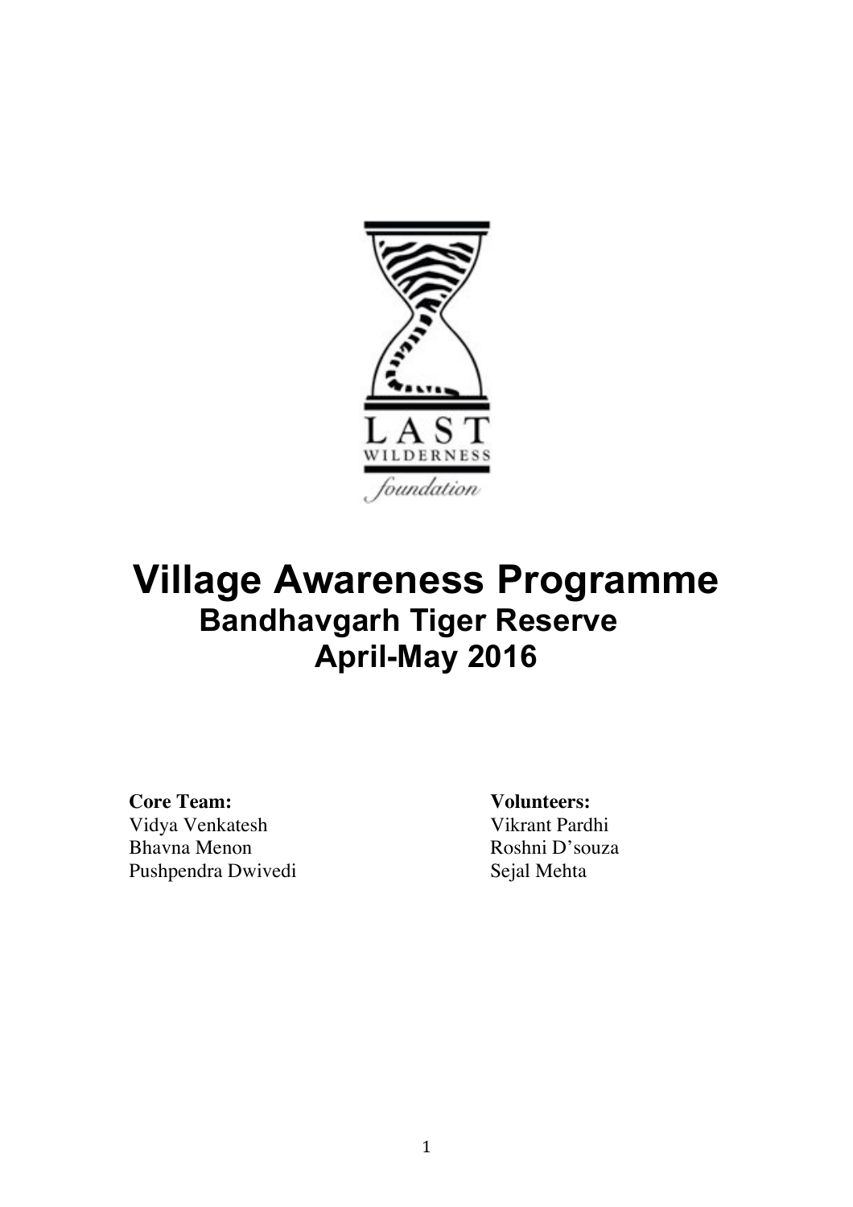LAST WILDERNESS *foundation*

# Village Awareness Programme

## Bandhavgarh Tiger Reserve

## April-May 2016

**Core Team:**
Vidya Venkatesh
Bhavna Menon
Pushpendra Dwivedi

**Volunteers:**
Vikrant Pardhi
Roshni D'souza
Sejal Mehta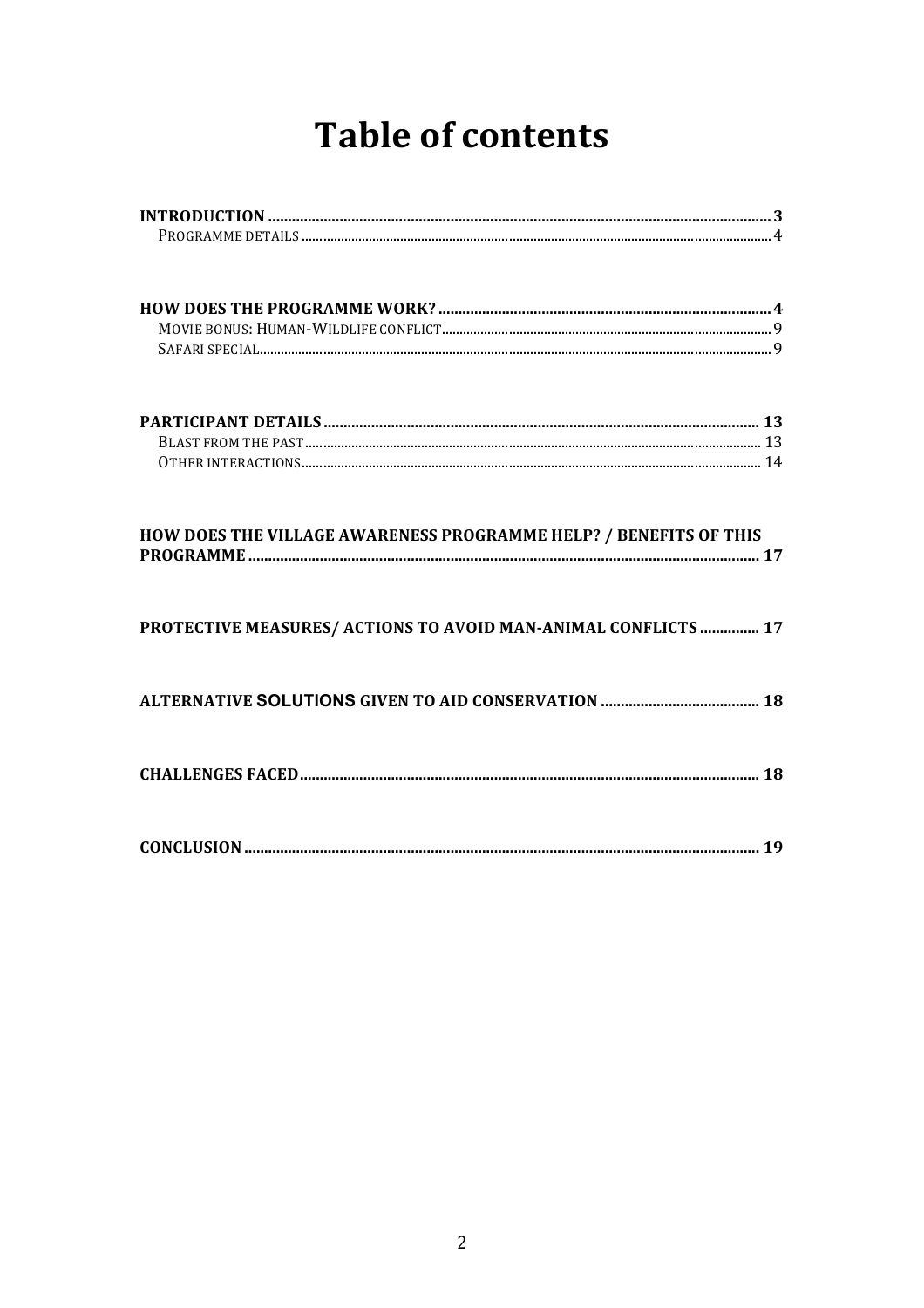# Table of contents

**INTRODUCTION** ............ **3**
PROGRAMME DETAILS ............ 4

**HOW DOES THE PROGRAMME WORK?** ............ **4**
MOVIE BONUS: HUMAN-WILDLIFE CONFLICT ............ 9
SAFARI SPECIAL ............ 9

**PARTICIPANT DETAILS** ............ **13**
BLAST FROM THE PAST ............ 13
OTHER INTERACTIONS ............ 14

**HOW DOES THE VILLAGE AWARENESS PROGRAMME HELP? / BENEFITS OF THIS PROGRAMME** ............ **17**

**PROTECTIVE MEASURES/ ACTIONS TO AVOID MAN-ANIMAL CONFLICTS** ............ **17**

**ALTERNATIVE SOLUTIONS GIVEN TO AID CONSERVATION** ............ **18**

**CHALLENGES FACED** ............ **18**

**CONCLUSION** ............ **19**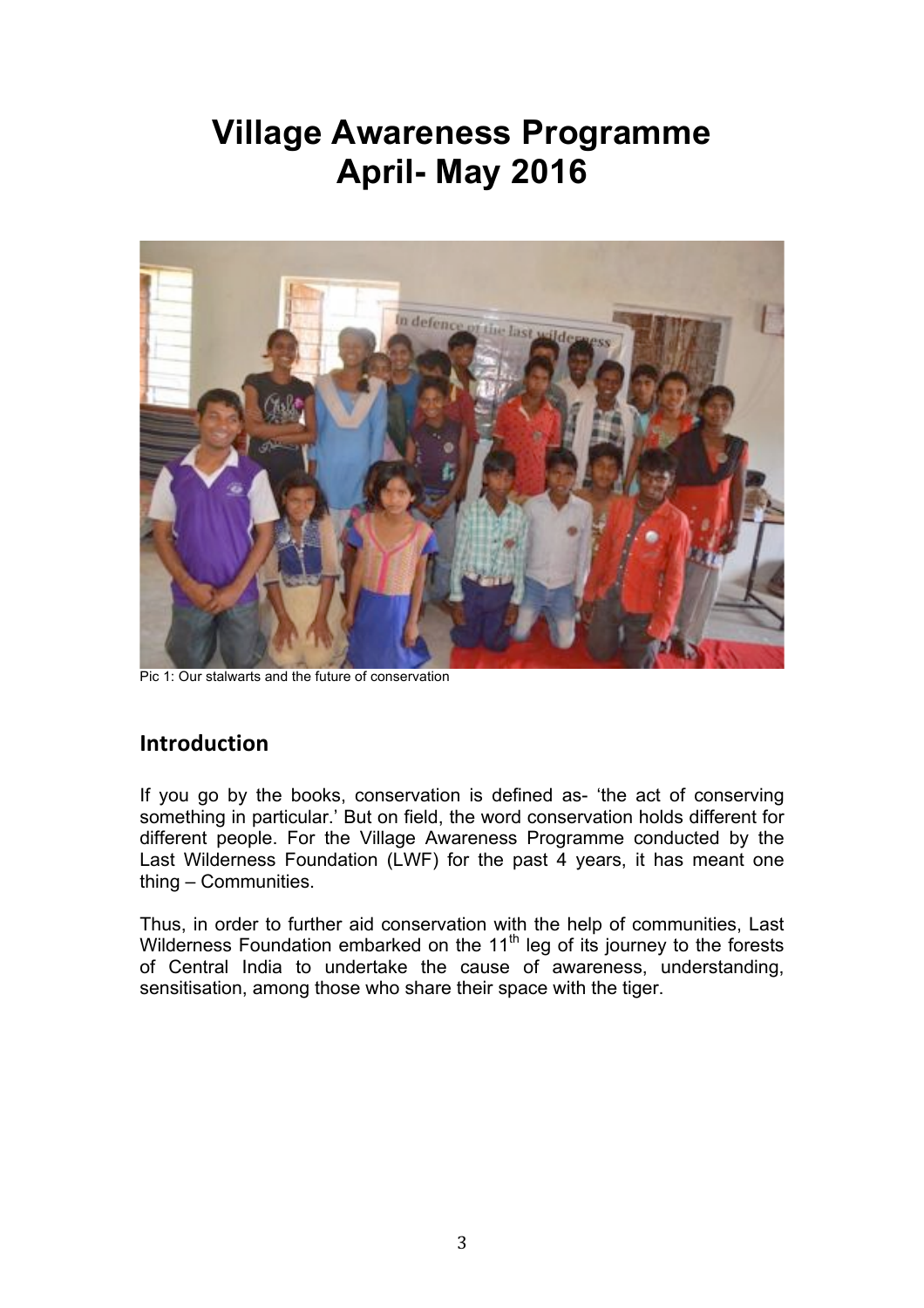# Village Awareness Programme April- May 2016

Pic 1: Our stalwarts and the future of conservation

## Introduction

If you go by the books, conservation is defined as- 'the act of conserving something in particular.' But on field, the word conservation holds different for different people. For the Village Awareness Programme conducted by the Last Wilderness Foundation (LWF) for the past 4 years, it has meant one thing – Communities.

Thus, in order to further aid conservation with the help of communities, Last Wilderness Foundation embarked on the 11th leg of its journey to the forests of Central India to undertake the cause of awareness, understanding, sensitisation, among those who share their space with the tiger.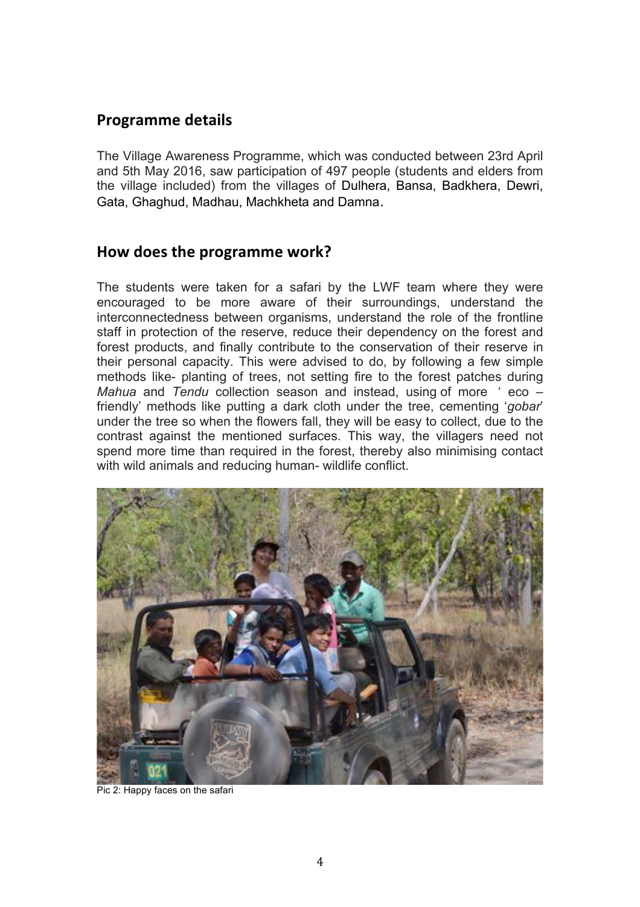## Programme details

The Village Awareness Programme, which was conducted between 23rd April and 5th May 2016, saw participation of 497 people (students and elders from the village included) from the villages of Dulhera, Bansa, Badkhera, Dewri, Gata, Ghaghud, Madhau, Machkheta and Damna.

## How does the programme work?

The students were taken for a safari by the LWF team where they were encouraged to be more aware of their surroundings, understand the interconnectedness between organisms, understand the role of the frontline staff in protection of the reserve, reduce their dependency on the forest and forest products, and finally contribute to the conservation of their reserve in their personal capacity. This were advised to do, by following a few simple methods like- planting of trees, not setting fire to the forest patches during *Mahua* and *Tendu* collection season and instead, using of more ' eco – friendly' methods like putting a dark cloth under the tree, cementing '*gobar*' under the tree so when the flowers fall, they will be easy to collect, due to the contrast against the mentioned surfaces. This way, the villagers need not spend more time than required in the forest, thereby also minimising contact with wild animals and reducing human- wildlife conflict.

Pic 2: Happy faces on the safari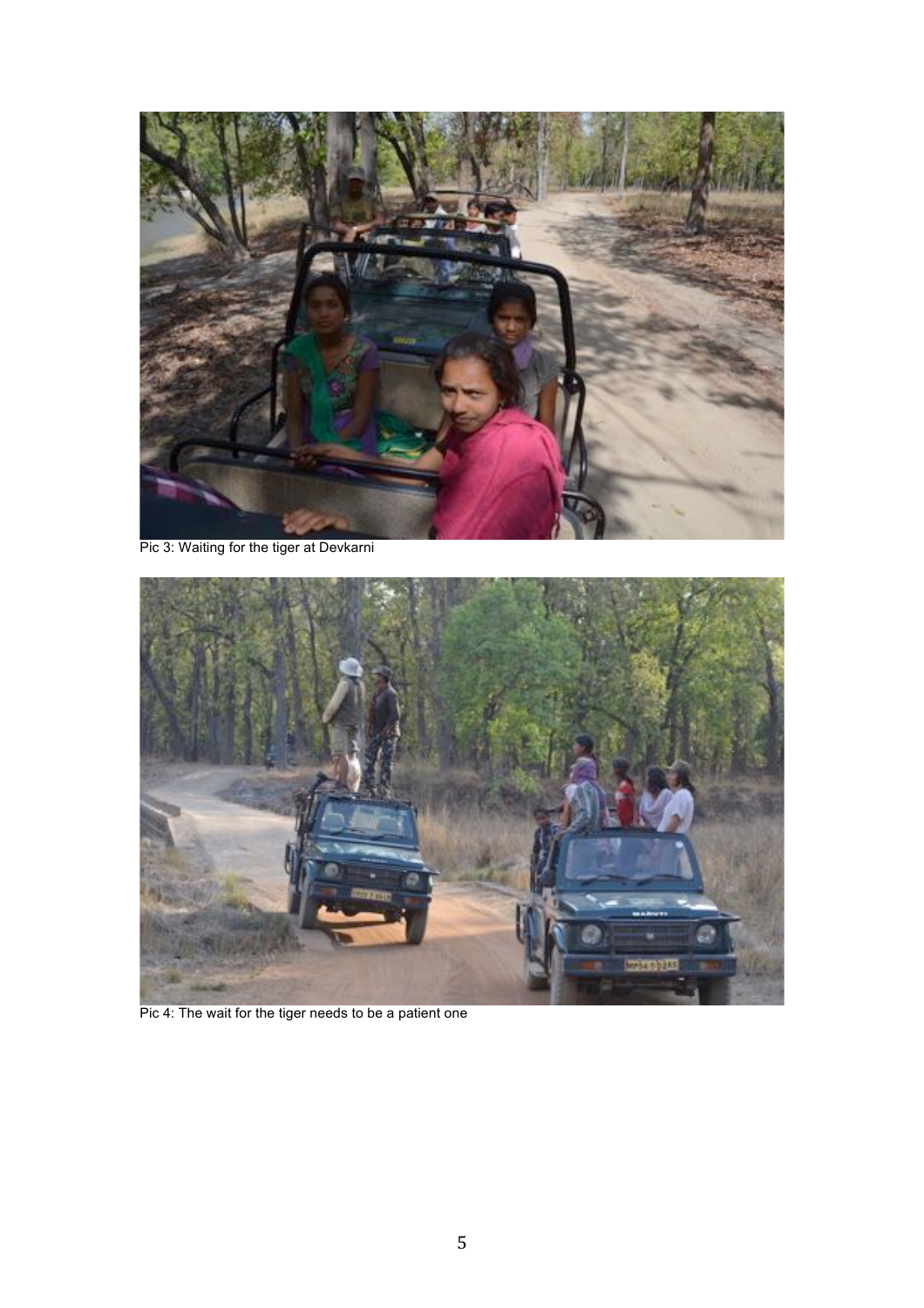Pic 3: Waiting for the tiger at Devkarni

Pic 4: The wait for the tiger needs to be a patient one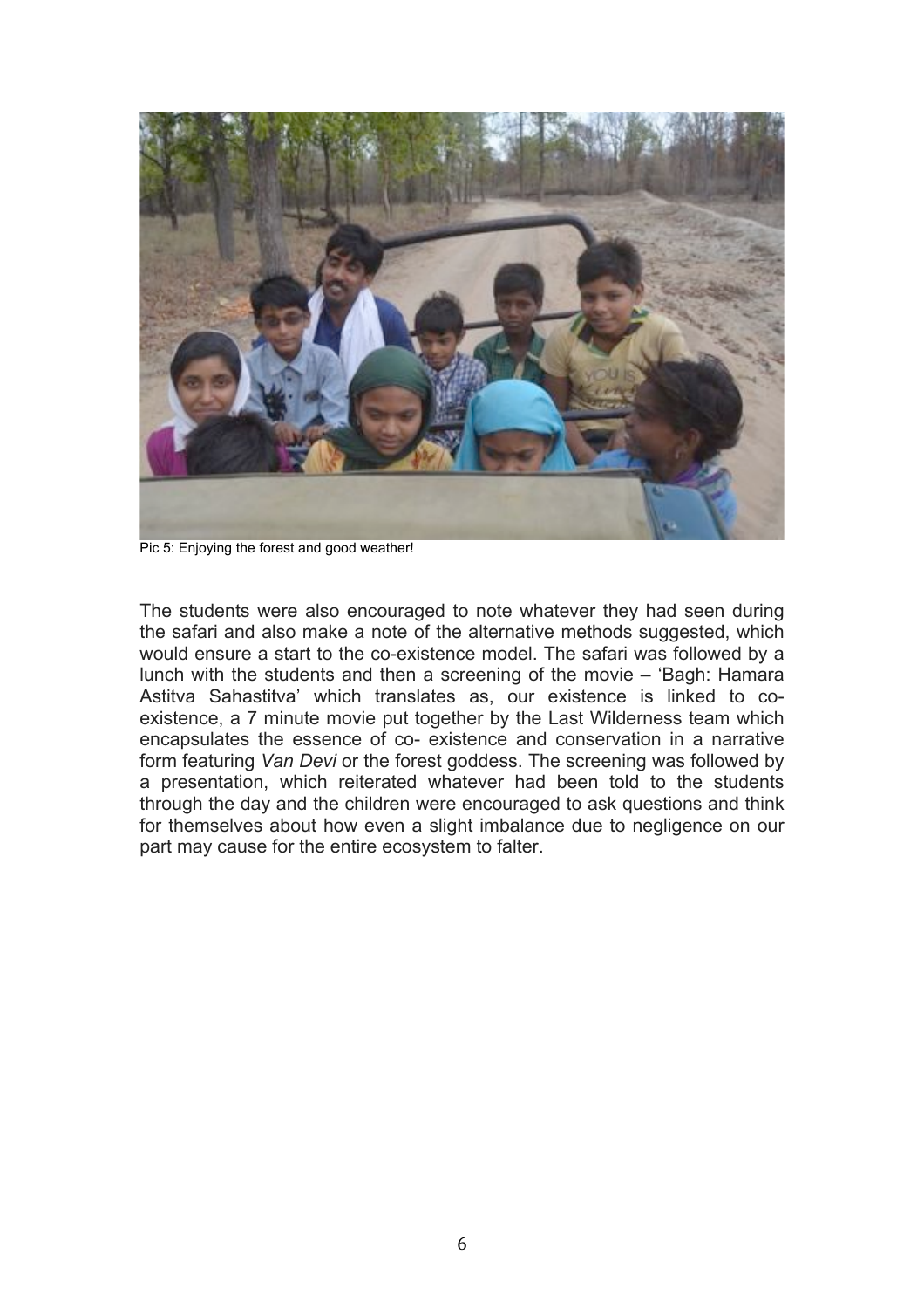Pic 5: Enjoying the forest and good weather!

The students were also encouraged to note whatever they had seen during the safari and also make a note of the alternative methods suggested, which would ensure a start to the co-existence model. The safari was followed by a lunch with the students and then a screening of the movie – 'Bagh: Hamara Astitva Sahastitva' which translates as, our existence is linked to co-existence, a 7 minute movie put together by the Last Wilderness team which encapsulates the essence of co- existence and conservation in a narrative form featuring *Van Devi* or the forest goddess. The screening was followed by a presentation, which reiterated whatever had been told to the students through the day and the children were encouraged to ask questions and think for themselves about how even a slight imbalance due to negligence on our part may cause for the entire ecosystem to falter.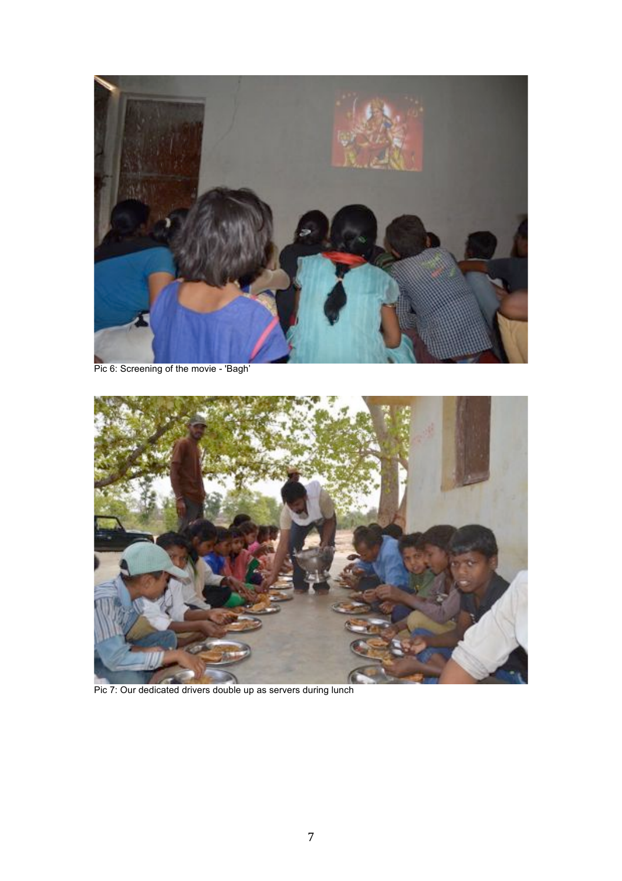Pic 6: Screening of the movie - 'Bagh'

Pic 7: Our dedicated drivers double up as servers during lunch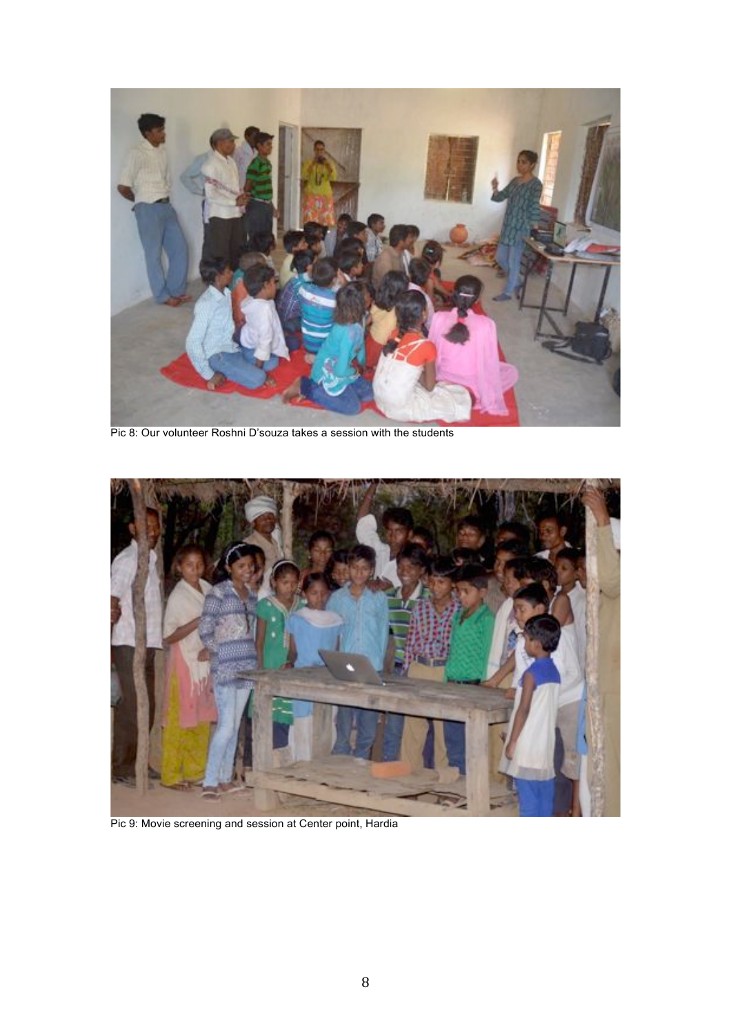Pic 8: Our volunteer Roshni D'souza takes a session with the students

Pic 9: Movie screening and session at Center point, Hardia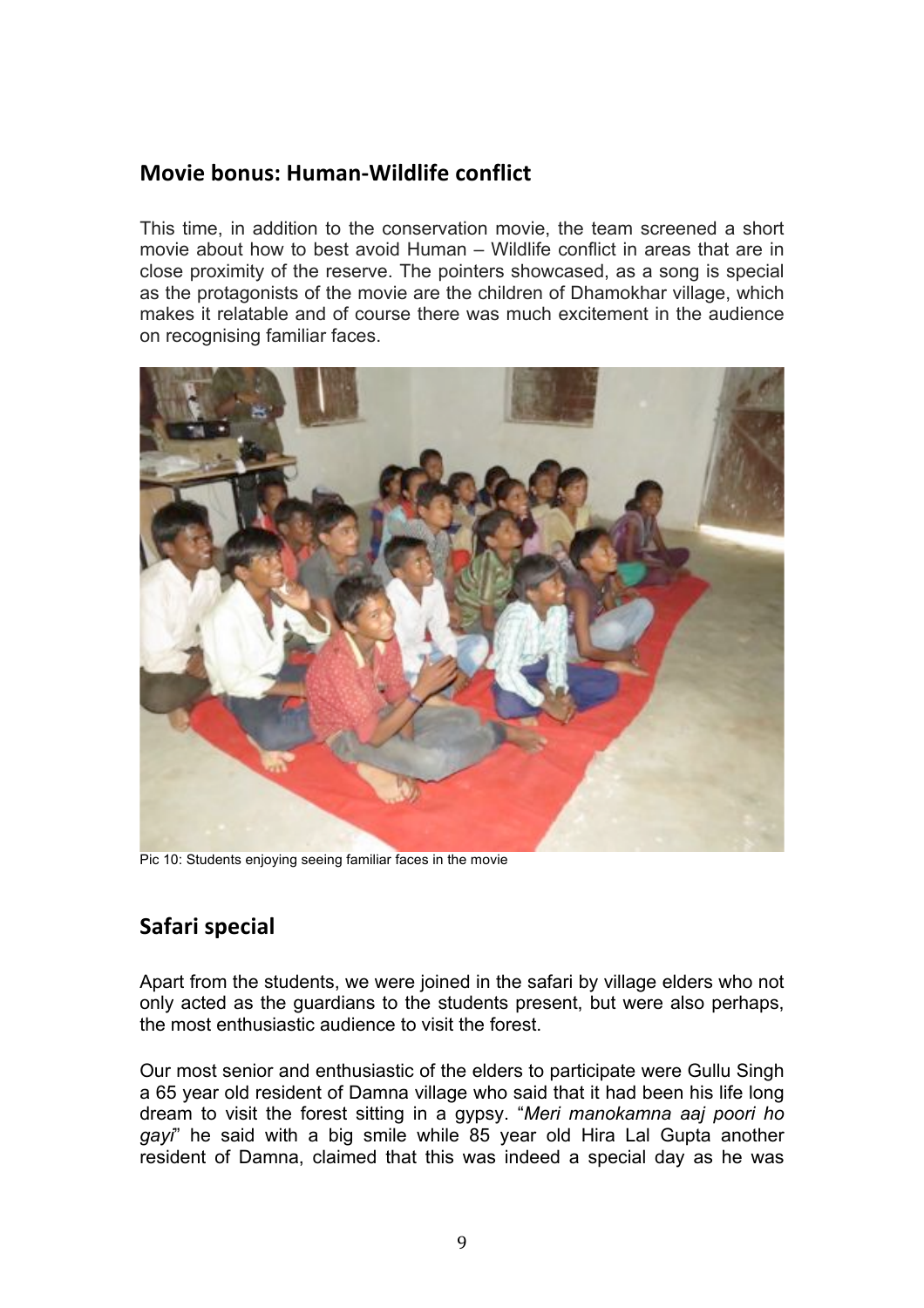## Movie bonus: Human-Wildlife conflict

This time, in addition to the conservation movie, the team screened a short movie about how to best avoid Human – Wildlife conflict in areas that are in close proximity of the reserve. The pointers showcased, as a song is special as the protagonists of the movie are the children of Dhamokhar village, which makes it relatable and of course there was much excitement in the audience on recognising familiar faces.

Pic 10: Students enjoying seeing familiar faces in the movie

## Safari special

Apart from the students, we were joined in the safari by village elders who not only acted as the guardians to the students present, but were also perhaps, the most enthusiastic audience to visit the forest.

Our most senior and enthusiastic of the elders to participate were Gullu Singh a 65 year old resident of Damna village who said that it had been his life long dream to visit the forest sitting in a gypsy. "*Meri manokamna aaj poori ho gayi*" he said with a big smile while 85 year old Hira Lal Gupta another resident of Damna, claimed that this was indeed a special day as he was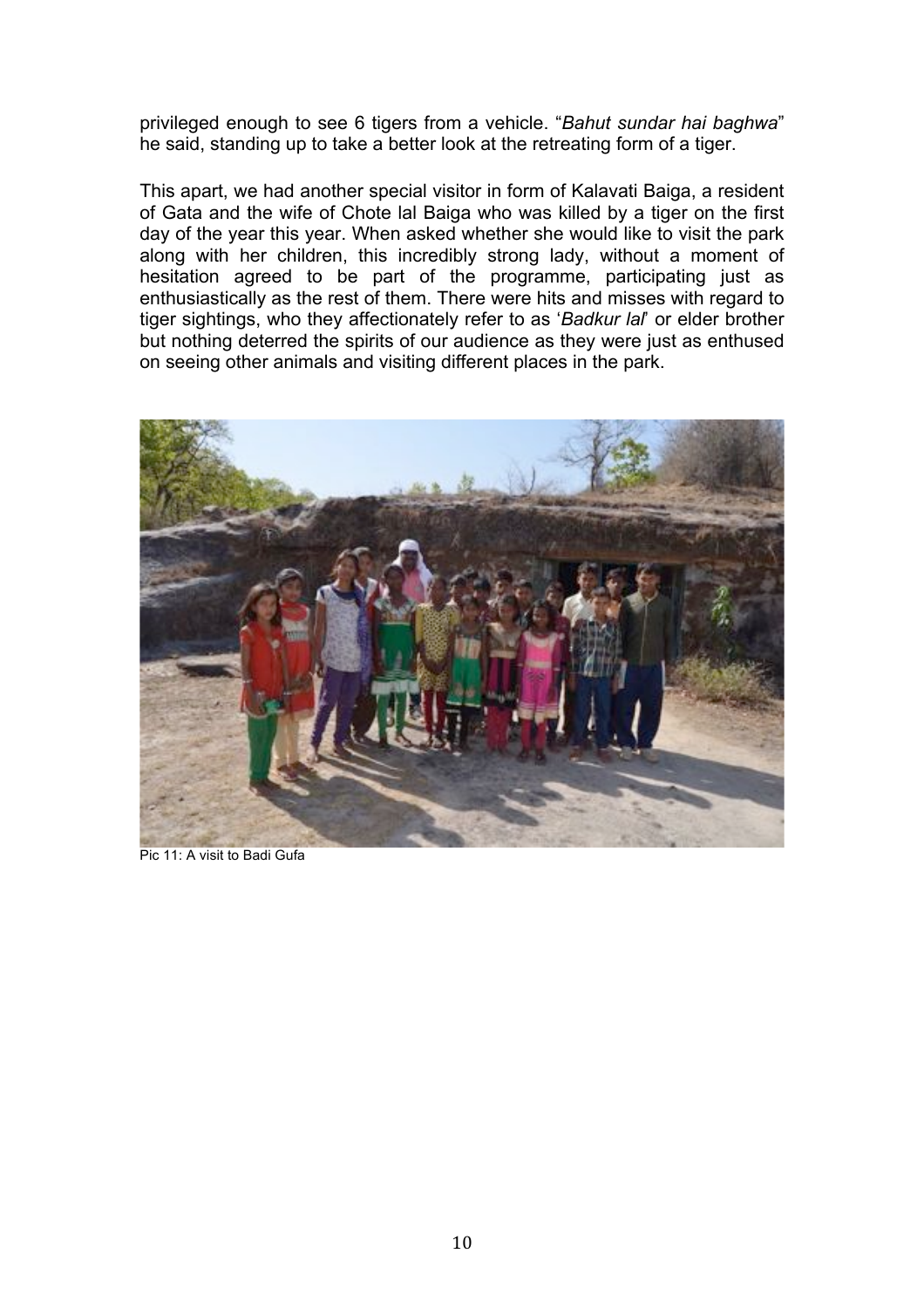privileged enough to see 6 tigers from a vehicle. "*Bahut sundar hai baghwa*" he said, standing up to take a better look at the retreating form of a tiger.

This apart, we had another special visitor in form of Kalavati Baiga, a resident of Gata and the wife of Chote lal Baiga who was killed by a tiger on the first day of the year this year. When asked whether she would like to visit the park along with her children, this incredibly strong lady, without a moment of hesitation agreed to be part of the programme, participating just as enthusiastically as the rest of them. There were hits and misses with regard to tiger sightings, who they affectionately refer to as '*Badkur lal*' or elder brother but nothing deterred the spirits of our audience as they were just as enthused on seeing other animals and visiting different places in the park.

Pic 11: A visit to Badi Gufa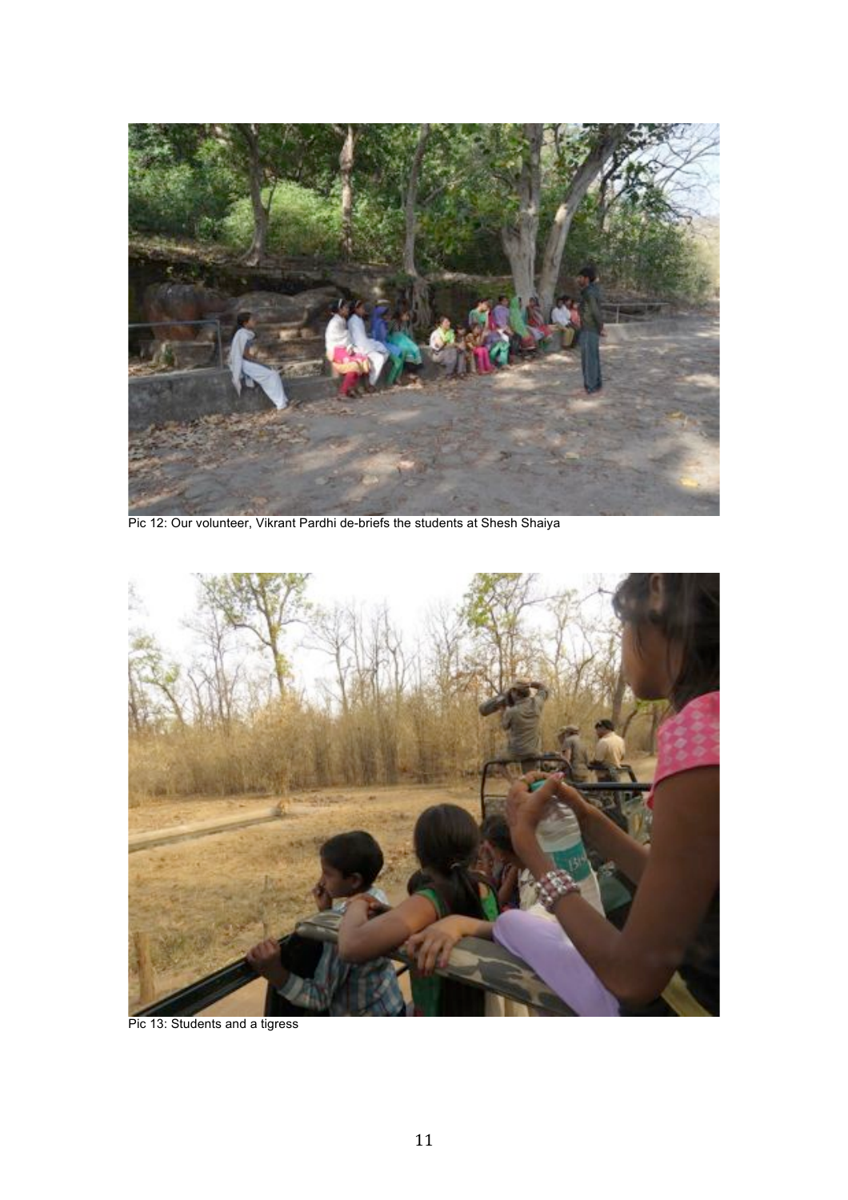Pic 12: Our volunteer, Vikrant Pardhi de-briefs the students at Shesh Shaiya

Pic 13: Students and a tigress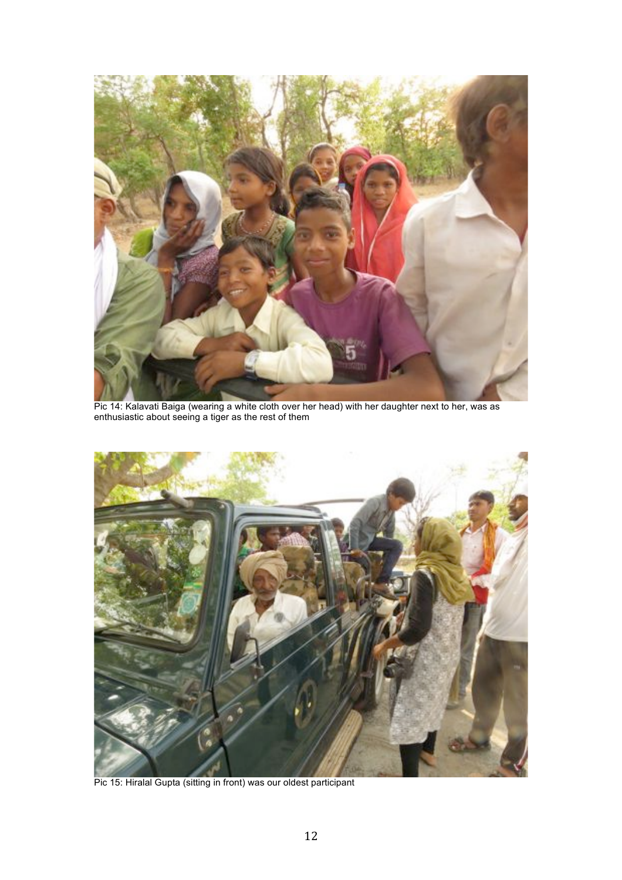Pic 14: Kalavati Baiga (wearing a white cloth over her head) with her daughter next to her, was as enthusiastic about seeing a tiger as the rest of them

Pic 15: Hiralal Gupta (sitting in front) was our oldest participant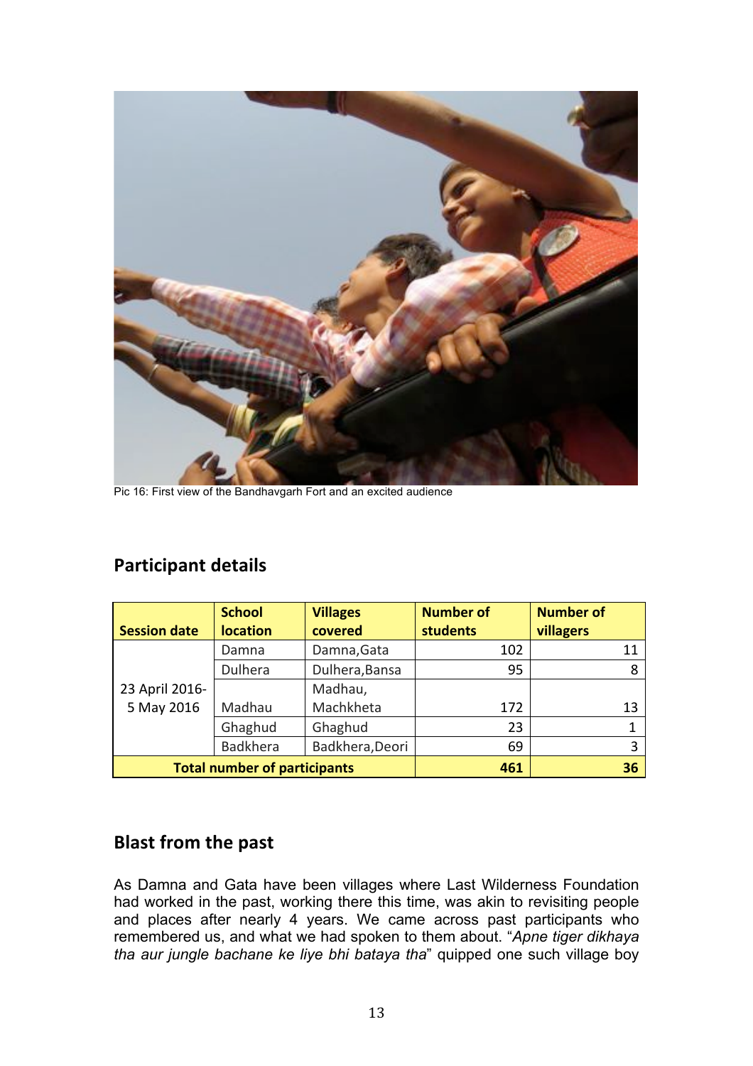Pic 16: First view of the Bandhavgarh Fort and an excited audience

## Participant details

| Session date | School location | Villages covered | Number of students | Number of villagers |
|---|---|---|---|---|
| 23 April 2016- 5 May 2016 | Damna | Damna,Gata | 102 | 11 |
| | Dulhera | Dulhera,Bansa | 95 | 8 |
| | Madhau | Madhau, Machkheta | 172 | 13 |
| | Ghaghud | Ghaghud | 23 | 1 |
| | Badkhera | Badkhera,Deori | 69 | 3 |
| **Total number of participants** | | | **461** | **36** |

## Blast from the past

As Damna and Gata have been villages where Last Wilderness Foundation had worked in the past, working there this time, was akin to revisiting people and places after nearly 4 years. We came across past participants who remembered us, and what we had spoken to them about. "*Apne tiger dikhaya tha aur jungle bachane ke liye bhi bataya tha*" quipped one such village boy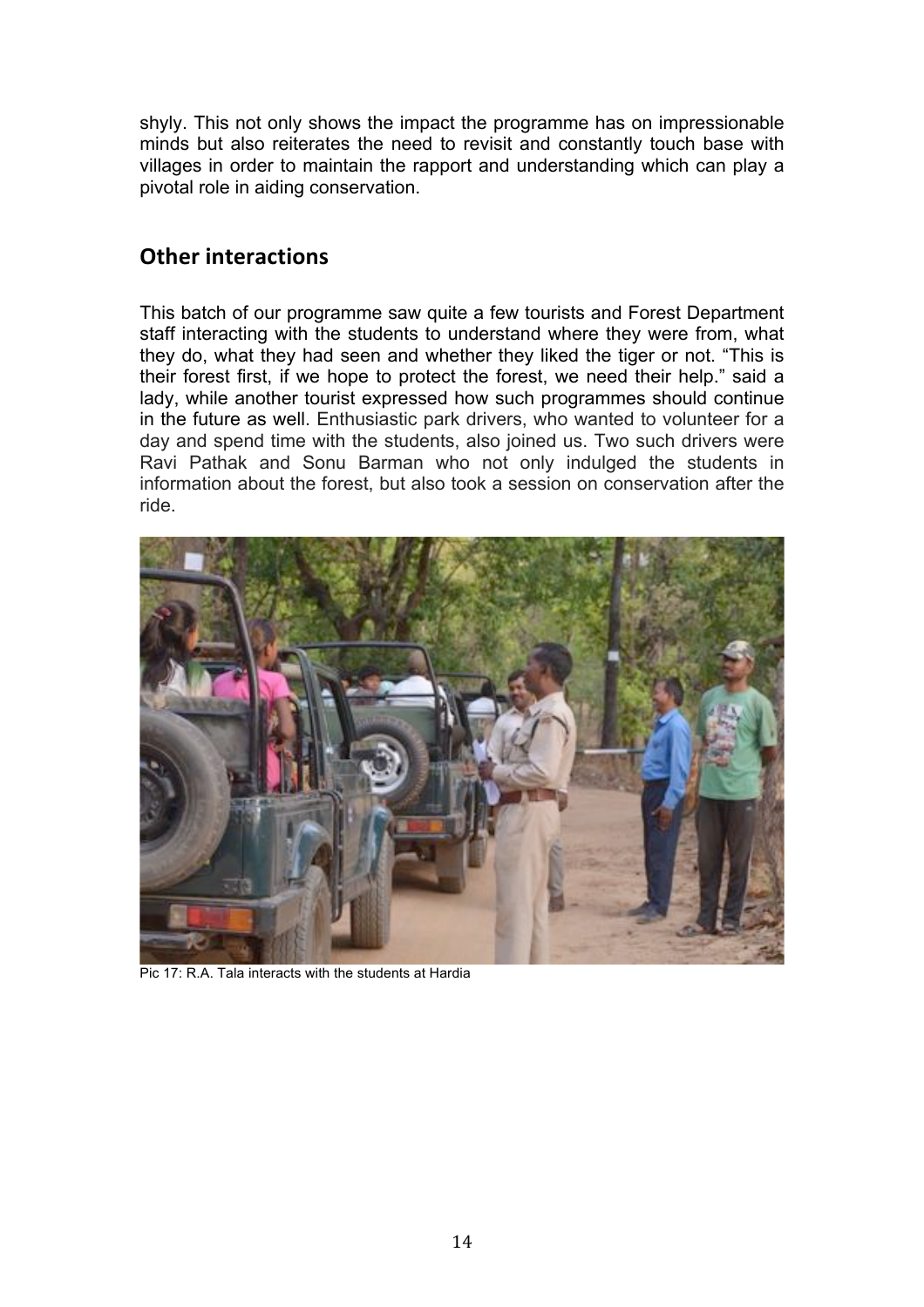shyly. This not only shows the impact the programme has on impressionable minds but also reiterates the need to revisit and constantly touch base with villages in order to maintain the rapport and understanding which can play a pivotal role in aiding conservation.

## Other interactions

This batch of our programme saw quite a few tourists and Forest Department staff interacting with the students to understand where they were from, what they do, what they had seen and whether they liked the tiger or not. "This is their forest first, if we hope to protect the forest, we need their help." said a lady, while another tourist expressed how such programmes should continue in the future as well. Enthusiastic park drivers, who wanted to volunteer for a day and spend time with the students, also joined us. Two such drivers were Ravi Pathak and Sonu Barman who not only indulged the students in information about the forest, but also took a session on conservation after the ride.

Pic 17: R.A. Tala interacts with the students at Hardia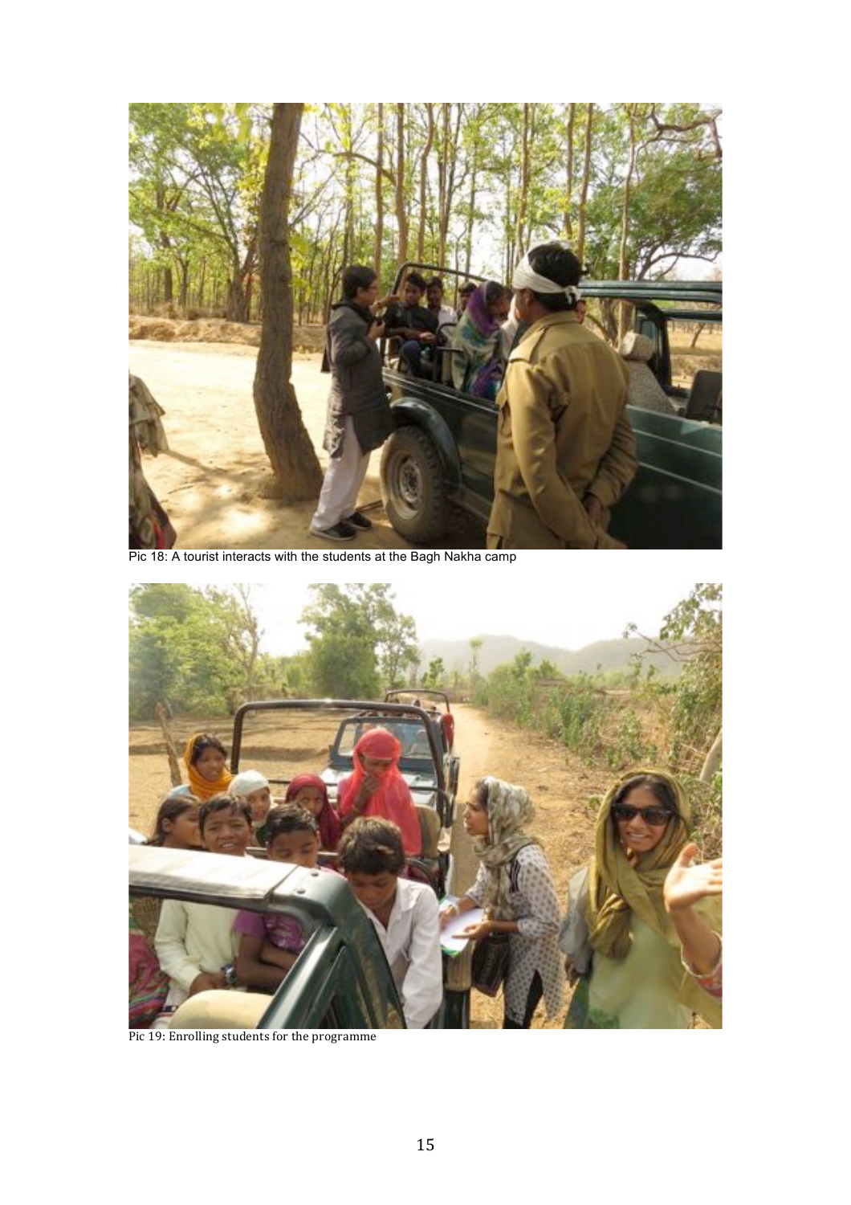Pic 18: A tourist interacts with the students at the Bagh Nakha camp

Pic 19: Enrolling students for the programme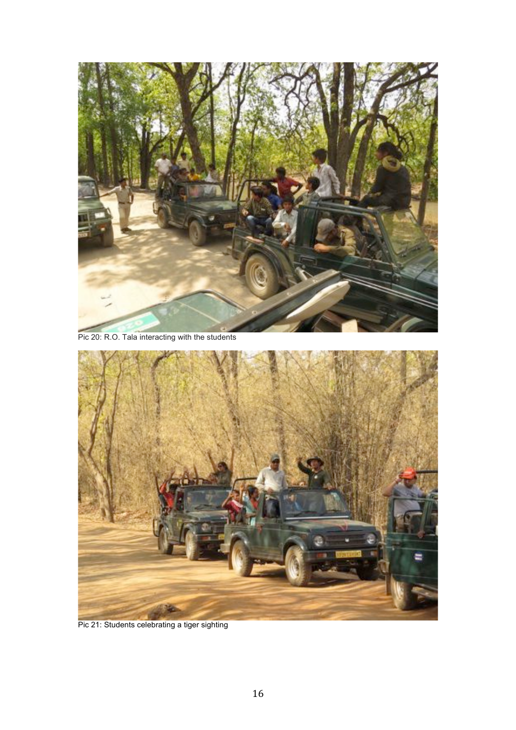Pic 20: R.O. Tala interacting with the students

Pic 21: Students celebrating a tiger sighting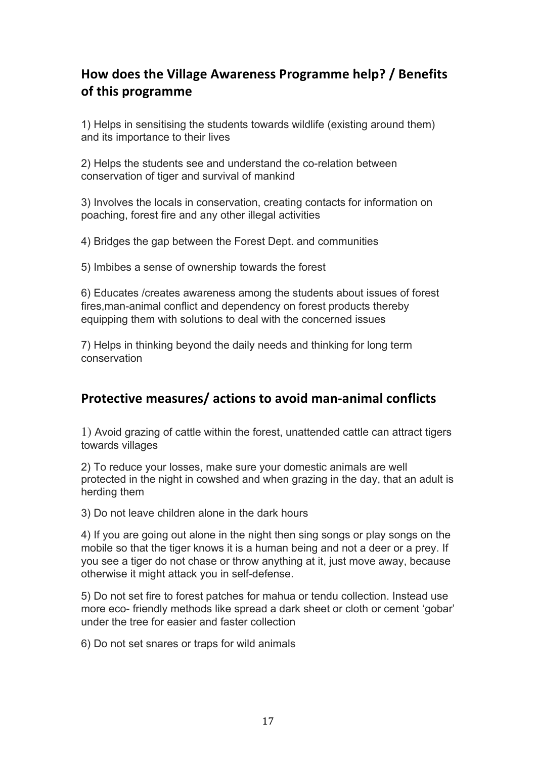## How does the Village Awareness Programme help? / Benefits of this programme

1) Helps in sensitising the students towards wildlife (existing around them) and its importance to their lives

2) Helps the students see and understand the co-relation between conservation of tiger and survival of mankind

3) Involves the locals in conservation, creating contacts for information on poaching, forest fire and any other illegal activities

4) Bridges the gap between the Forest Dept. and communities

5) Imbibes a sense of ownership towards the forest

6) Educates /creates awareness among the students about issues of forest fires,man-animal conflict and dependency on forest products thereby equipping them with solutions to deal with the concerned issues

7) Helps in thinking beyond the daily needs and thinking for long term conservation

## Protective measures/ actions to avoid man-animal conflicts

1) Avoid grazing of cattle within the forest, unattended cattle can attract tigers towards villages

2) To reduce your losses, make sure your domestic animals are well protected in the night in cowshed and when grazing in the day, that an adult is herding them

3) Do not leave children alone in the dark hours

4) If you are going out alone in the night then sing songs or play songs on the mobile so that the tiger knows it is a human being and not a deer or a prey. If you see a tiger do not chase or throw anything at it, just move away, because otherwise it might attack you in self-defense.

5) Do not set fire to forest patches for mahua or tendu collection. Instead use more eco- friendly methods like spread a dark sheet or cloth or cement 'gobar' under the tree for easier and faster collection

6) Do not set snares or traps for wild animals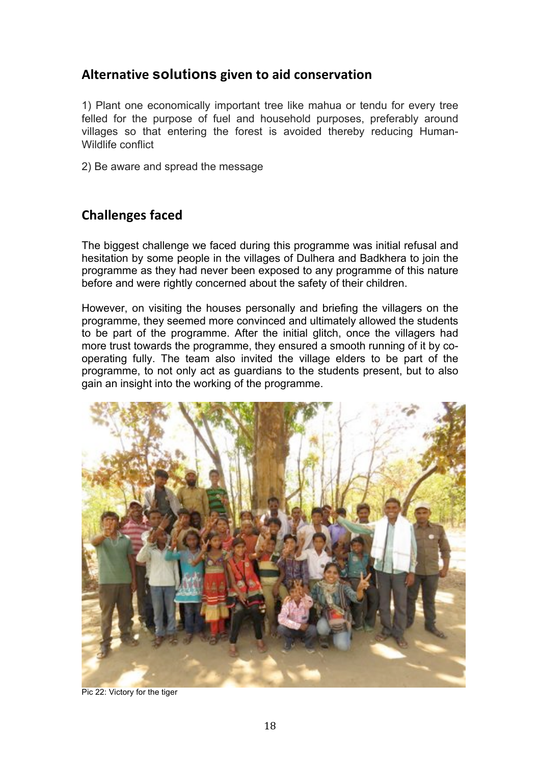## Alternative solutions given to aid conservation

1) Plant one economically important tree like mahua or tendu for every tree felled for the purpose of fuel and household purposes, preferably around villages so that entering the forest is avoided thereby reducing Human-Wildlife conflict

2) Be aware and spread the message

## Challenges faced

The biggest challenge we faced during this programme was initial refusal and hesitation by some people in the villages of Dulhera and Badkhera to join the programme as they had never been exposed to any programme of this nature before and were rightly concerned about the safety of their children.

However, on visiting the houses personally and briefing the villagers on the programme, they seemed more convinced and ultimately allowed the students to be part of the programme. After the initial glitch, once the villagers had more trust towards the programme, they ensured a smooth running of it by co-operating fully. The team also invited the village elders to be part of the programme, to not only act as guardians to the students present, but to also gain an insight into the working of the programme.

Pic 22: Victory for the tiger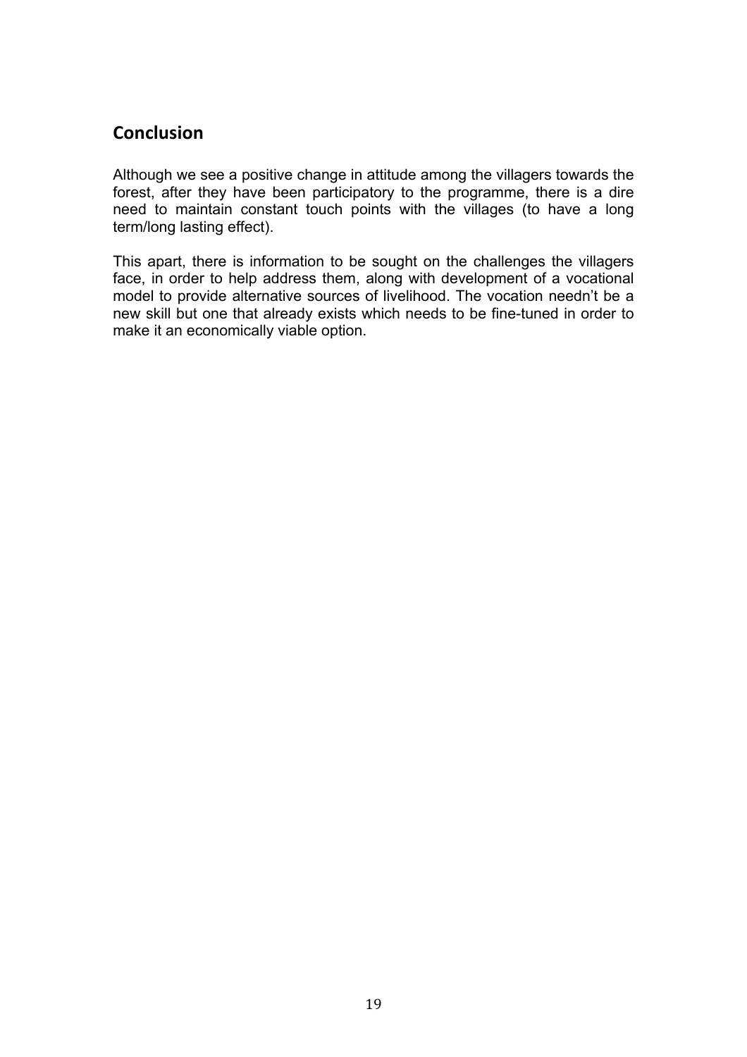## Conclusion

Although we see a positive change in attitude among the villagers towards the forest, after they have been participatory to the programme, there is a dire need to maintain constant touch points with the villages (to have a long term/long lasting effect).

This apart, there is information to be sought on the challenges the villagers face, in order to help address them, along with development of a vocational model to provide alternative sources of livelihood. The vocation needn't be a new skill but one that already exists which needs to be fine-tuned in order to make it an economically viable option.